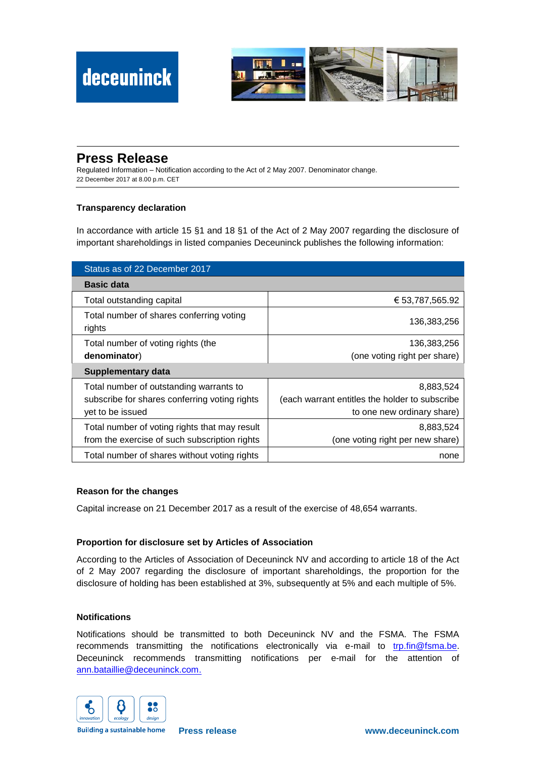deceuninck

# Press Release

Regulated Information – Notification according to the Act of 2 May 2007. Denominator change.
22 December 2017 at 8.00 p.m. CET

### Transparency declaration

In accordance with article 15 §1 and 18 §1 of the Act of 2 May 2007 regarding the disclosure of important shareholdings in listed companies Deceuninck publishes the following information:

| Status as of 22 December 2017 | |
|---|---|
| **Basic data** | |
| Total outstanding capital | € 53,787,565.92 |
| Total number of shares conferring voting rights | 136,383,256 |
| Total number of voting rights (the **denominator**) | 136,383,256 (one voting right per share) |
| **Supplementary data** | |
| Total number of outstanding warrants to subscribe for shares conferring voting rights yet to be issued | 8,883,524 (each warrant entitles the holder to subscribe to one new ordinary share) |
| Total number of voting rights that may result from the exercise of such subscription rights | 8,883,524 (one voting right per new share) |
| Total number of shares without voting rights | none |

### Reason for the changes

Capital increase on 21 December 2017 as a result of the exercise of 48,654 warrants.

### Proportion for disclosure set by Articles of Association

According to the Articles of Association of Deceuninck NV and according to article 18 of the Act of 2 May 2007 regarding the disclosure of important shareholdings, the proportion for the disclosure of holding has been established at 3%, subsequently at 5% and each multiple of 5%.

### Notifications

Notifications should be transmitted to both Deceuninck NV and the FSMA. The FSMA recommends transmitting the notifications electronically via e-mail to trp.fin@fsma.be. Deceuninck recommends transmitting notifications per e-mail for the attention of ann.bataillie@deceuninck.com.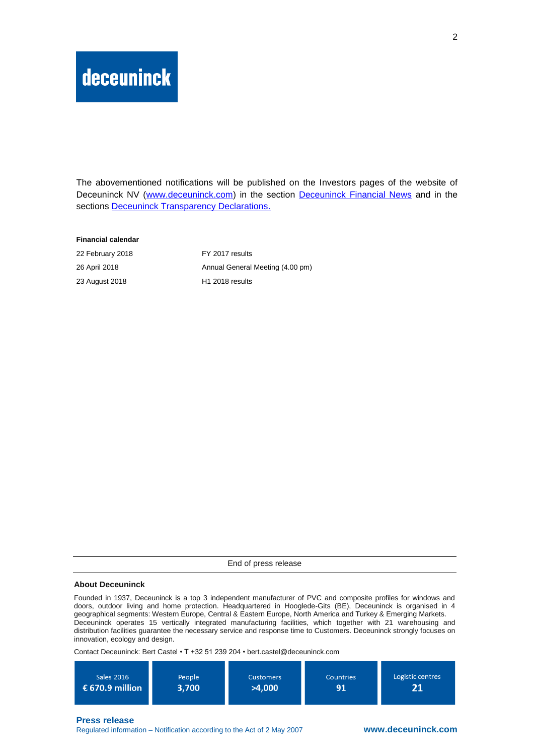deceuninck

The abovementioned notifications will be published on the Investors pages of the website of Deceuninck NV (www.deceuninck.com) in the section Deceuninck Financial News and in the sections Deceuninck Transparency Declarations.

**Financial calendar**

| | |
|---|---|
| 22 February 2018 | FY 2017 results |
| 26 April 2018 | Annual General Meeting (4.00 pm) |
| 23 August 2018 | H1 2018 results |

End of press release

**About Deceuninck**

Founded in 1937, Deceuninck is a top 3 independent manufacturer of PVC and composite profiles for windows and doors, outdoor living and home protection. Headquartered in Hooglede-Gits (BE), Deceuninck is organised in 4 geographical segments: Western Europe, Central & Eastern Europe, North America and Turkey & Emerging Markets. Deceuninck operates 15 vertically integrated manufacturing facilities, which together with 21 warehousing and distribution facilities guarantee the necessary service and response time to Customers. Deceuninck strongly focuses on innovation, ecology and design.

Contact Deceuninck: Bert Castel • T +32 51 239 204 • bert.castel@deceuninck.com

| Sales 2016 | People | Customers | Countries | Logistic centres |
|---|---|---|---|---|
| € 670.9 million | 3,700 | >4,000 | 91 | 21 |

**Press release**

Regulated information – Notification according to the Act of 2 May 2007

**www.deceuninck.com**